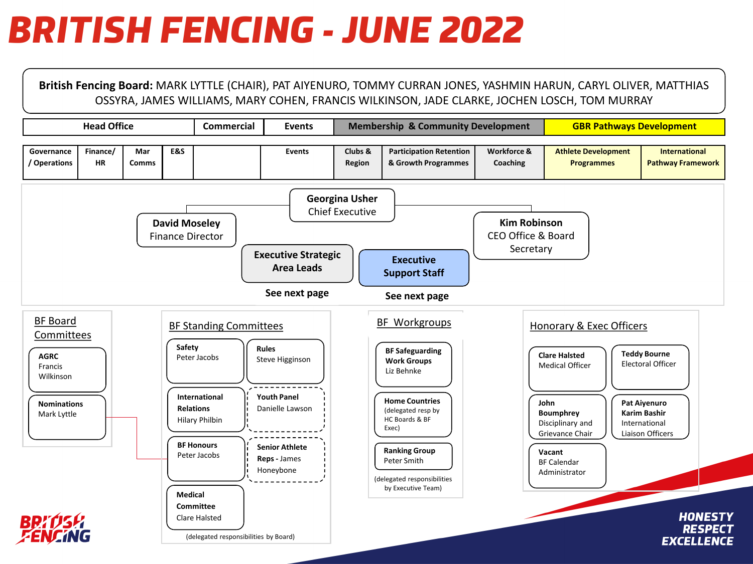# BRITISH FENCING - JUNE 2022

**British Fencing Board:** MARK LYTTLE (CHAIR), PAT AIYENURO, TOMMY CURRAN JONES, YASHMIN HARUN, CARYL OLIVER, MATTHIAS OSSYRA, JAMES WILLIAMS, MARY COHEN, FRANCIS WILKINSON, JADE CLARKE, JOCHEN LOSCH, TOM MURRAY

| Head Office | | | | Commercial | Events | Membership & Community Development | | | GBR Pathways Development | |
|---|---|---|---|---|---|---|---|---|---|---|
| Governance / Operations | Finance/ HR | Mar Comms | E&S | | Events | Clubs & Region | Participation Retention & Growth Programmes | Workforce & Coaching | Athlete Development Programmes | International Pathway Framework |

**Georgina Usher**
Chief Executive

**David Moseley**
Finance Director

**Kim Robinson**
CEO Office & Board Secretary

**Executive Strategic Area Leads**
See next page

**Executive Support Staff**
See next page

## BF Board Committees

- **AGRC** – Francis Wilkinson
- **Nominations** – Mark Lyttle

## BF Standing Committees

- **Safety** – Peter Jacobs
- **Rules** – Steve Higginson
- **International Relations** – Hilary Philbin
- **Youth Panel** – Danielle Lawson
- **BF Honours** – Peter Jacobs
- **Senior Athlete Reps** – James Honeybone
- **Medical Committee** – Clare Halsted

(delegated responsibilities by Board)

## BF Workgroups

- **BF Safeguarding Work Groups** – Liz Behnke
- **Home Countries** (delegated resp by HC Boards & BF Exec)
- **Ranking Group** – Peter Smith

(delegated responsibilities by Executive Team)

## Honorary & Exec Officers

- **Clare Halsted** – Medical Officer
- **Teddy Bourne** – Electoral Officer
- **John Boumphrey** – Disciplinary and Grievance Chair
- **Pat Aiyenuro, Karim Bashir** – International Liaison Officers
- **Vacant** – BF Calendar Administrator

HONESTY
RESPECT
EXCELLENCE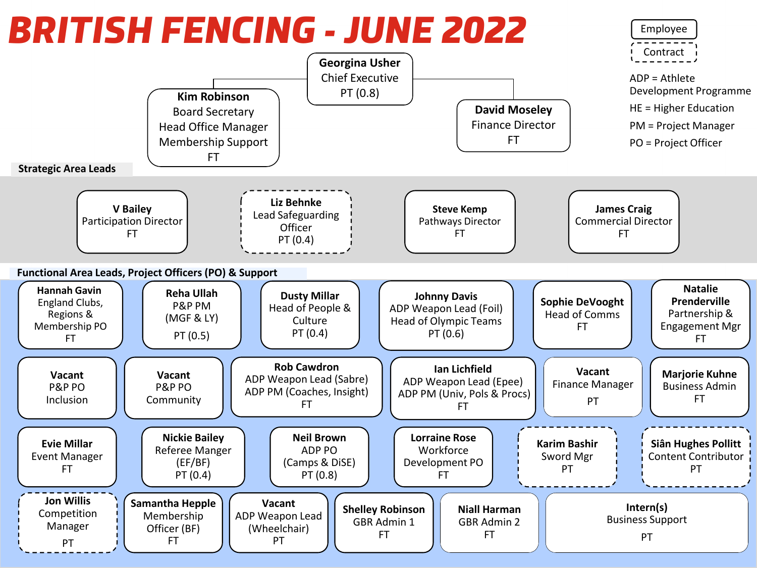# BRITISH FENCING - JUNE 2022

Employee
Contract

ADP = Athlete Development Programme
HE = Higher Education
PM = Project Manager
PO = Project Officer

**Georgina Usher**
Chief Executive
PT (0.8)

**Kim Robinson**
Board Secretary
Head Office Manager
Membership Support
FT

**David Moseley**
Finance Director
FT

## Strategic Area Leads

**V Bailey**
Participation Director
FT

**Liz Behnke** (Contract)
Lead Safeguarding Officer
PT (0.4)

**Steve Kemp**
Pathways Director
FT

**James Craig**
Commercial Director
FT

## Functional Area Leads, Project Officers (PO) & Support

**Hannah Gavin**
England Clubs, Regions & Membership PO
FT

**Reha Ullah**
P&P PM
(MGF & LY)
PT (0.5)

**Dusty Millar**
Head of People & Culture
PT (0.4)

**Johnny Davis**
ADP Weapon Lead (Foil)
Head of Olympic Teams
PT (0.6)

**Sophie DeVooght**
Head of Comms
FT

**Natalie Prenderville**
Partnership & Engagement Mgr
FT

**Vacant**
P&P PO
Inclusion

**Vacant**
P&P PO
Community

**Rob Cawdron**
ADP Weapon Lead (Sabre)
ADP PM (Coaches, Insight)
FT

**Ian Lichfield**
ADP Weapon Lead (Epee)
ADP PM (Univ, Pols & Procs)
FT

**Vacant**
Finance Manager
PT

**Marjorie Kuhne**
Business Admin
FT

**Evie Millar**
Event Manager
FT

**Nickie Bailey**
Referee Manger
(EF/BF)
PT (0.4)

**Neil Brown**
ADP PO
(Camps & DiSE)
PT (0.8)

**Lorraine Rose**
Workforce Development PO
FT

**Karim Bashir** (Contract)
Sword Mgr
PT

**Siân Hughes Pollitt** (Contract)
Content Contributor
PT

**Jon Willis** (Contract)
Competition Manager
PT

**Samantha Hepple**
Membership Officer (BF)
FT

**Vacant**
ADP Weapon Lead (Wheelchair)
PT

**Shelley Robinson**
GBR Admin 1
FT

**Niall Harman**
GBR Admin 2
FT

**Intern(s)**
Business Support
PT